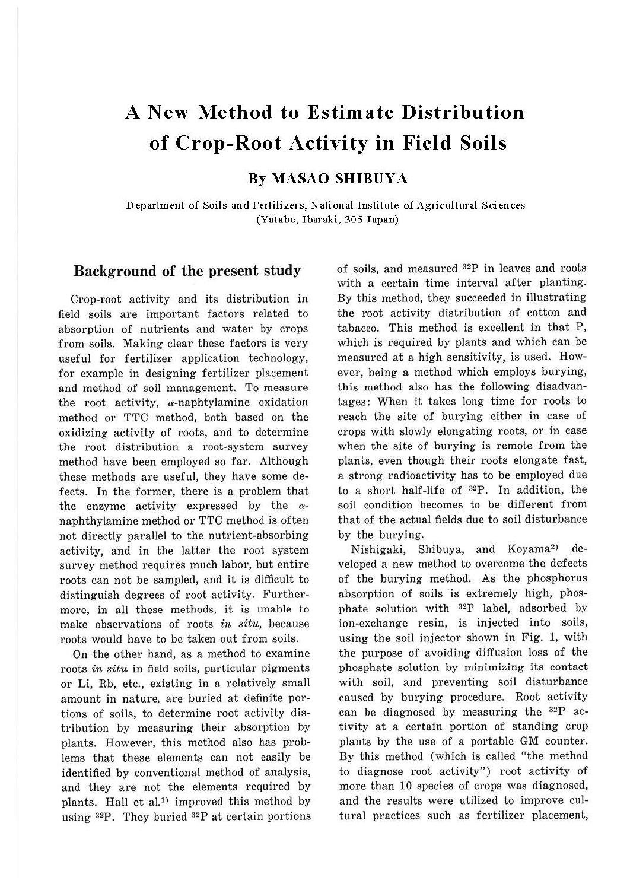# A New Method to Estimate Distribution of Crop-Root Activity in Field Soils

## By MASAO SHIBUYA

Department of Soils and Fertilizers, National Institute of Agricultural Sciences (Yatabe, Ibaraki, 305 Japan)

## Background of the present study

Crop-root activity and its distribution in field soils are important factors related to absorption of nutrients and water by crops from soils. Making clear these factors is very useful for fertilizer application technology, for example in designing fertilizer placement and method of soil management. To measure the root activity, $\alpha$-naphtylamine oxidation method or TTC method, both based on the oxidizing activity of roots, and to determine the root distribution a root-system survey method have been employed so far. Although these methods are useful, they have some defects. In the former, there is a problem that the enzyme activity expressed by the $\alpha$-naphthylamine method or TTC method is often not directly parallel to the nutrient-absorbing activity, and in the latter the root system survey method requires much labor, but entire roots can not be sampled, and it is difficult to distinguish degrees of root activity. Furthermore, in all these methods, it is unable to make observations of roots *in situ*, because roots would have to be taken out from soils.

On the other hand, as a method to examine roots *in situ* in field soils, particular pigments or Li, Rb, etc., existing in a relatively small amount in nature, are buried at definite portions of soils, to determine root activity distribution by measuring their absorption by plants. However, this method also has problems that these elements can not easily be identified by conventional method of analysis, and they are not the elements required by plants. Hall et al.[1] improved this method by using $^{32}P$. They buried $^{32}P$ at certain portions of soils, and measured $^{32}P$ in leaves and roots with a certain time interval after planting. By this method, they succeeded in illustrating the root activity distribution of cotton and tabacco. This method is excellent in that P, which is required by plants and which can be measured at a high sensitivity, is used. However, being a method which employs burying, this method also has the following disadvantages: When it takes long time for roots to reach the site of burying either in case of crops with slowly elongating roots, or in case when the site of burying is remote from the plants, even though their roots elongate fast, a strong radioactivity has to be employed due to a short half-life of $^{32}P$. In addition, the soil condition becomes to be different from that of the actual fields due to soil disturbance by the burying.

Nishigaki, Shibuya, and Koyama[2] developed a new method to overcome the defects of the burying method. As the phosphorus absorption of soils is extremely high, phosphate solution with $^{32}P$ label, adsorbed by ion-exchange resin, is injected into soils, using the soil injector shown in Fig. 1, with the purpose of avoiding diffusion loss of the phosphate solution by minimizing its contact with soil, and preventing soil disturbance caused by burying procedure. Root activity can be diagnosed by measuring the $^{32}P$ activity at a certain portion of standing crop plants by the use of a portable GM counter. By this method (which is called "the method to diagnose root activity") root activity of more than 10 species of crops was diagnosed, and the results were utilized to improve cultural practices such as fertilizer placement,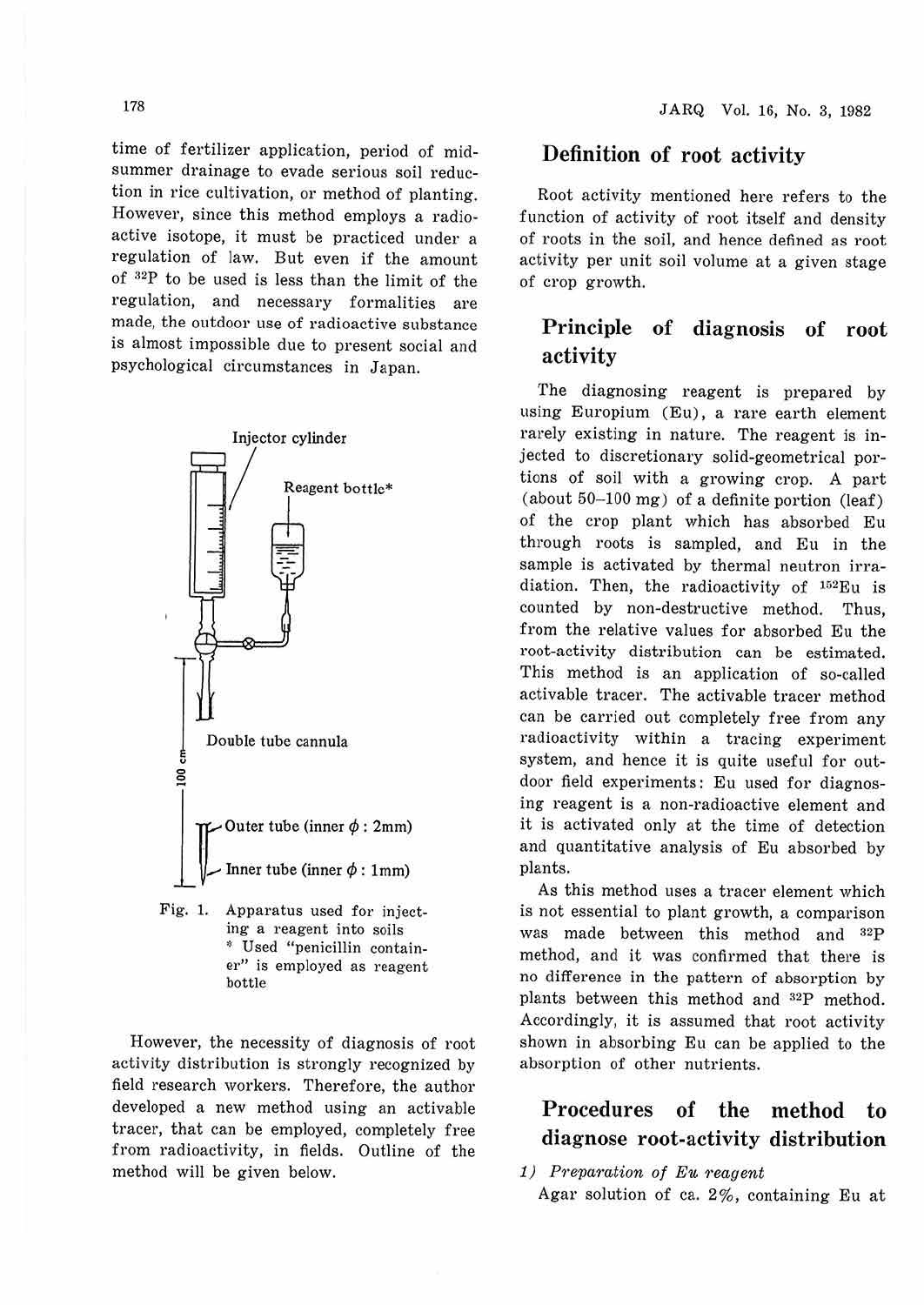time of fertilizer application, period of mid-summer drainage to evade serious soil reduction in rice cultivation, or method of planting. However, since this method employs a radioactive isotope, it must be practiced under a regulation of law. But even if the amount of $^{32}P$ to be used is less than the limit of the regulation, and necessary formalities are made, the outdoor use of radioactive substance is almost impossible due to present social and psychological circumstances in Japan.

Injector cylinder

Reagent bottle*

Double tube cannula

100 cm

Outer tube (inner $\phi$ : 2mm)

Inner tube (inner $\phi$ : 1mm)

Fig. 1. Apparatus used for injecting a reagent into soils
\* Used "penicillin container" is employed as reagent bottle

However, the necessity of diagnosis of root activity distribution is strongly recognized by field research workers. Therefore, the author developed a new method using an activable tracer, that can be employed, completely free from radioactivity, in fields. Outline of the method will be given below.

## Definition of root activity

Root activity mentioned here refers to the function of activity of root itself and density of roots in the soil, and hence defined as root activity per unit soil volume at a given stage of crop growth.

## Principle of diagnosis of root activity

The diagnosing reagent is prepared by using Europium (Eu), a rare earth element rarely existing in nature. The reagent is injected to discretionary solid-geometrical portions of soil with a growing crop. A part (about 50–100 mg) of a definite portion (leaf) of the crop plant which has absorbed Eu through roots is sampled, and Eu in the sample is activated by thermal neutron irradiation. Then, the radioactivity of $^{152}Eu$ is counted by non-destructive method. Thus, from the relative values for absorbed Eu the root-activity distribution can be estimated. This method is an application of so-called activable tracer. The activable tracer method can be carried out completely free from any radioactivity within a tracing experiment system, and hence it is quite useful for outdoor field experiments: Eu used for diagnosing reagent is a non-radioactive element and it is activated only at the time of detection and quantitative analysis of Eu absorbed by plants.

As this method uses a tracer element which is not essential to plant growth, a comparison was made between this method and $^{32}P$ method, and it was confirmed that there is no difference in the pattern of absorption by plants between this method and $^{32}P$ method. Accordingly, it is assumed that root activity shown in absorbing Eu can be applied to the absorption of other nutrients.

## Procedures of the method to diagnose root-activity distribution

*1) Preparation of Eu reagent*

Agar solution of ca. 2%, containing Eu at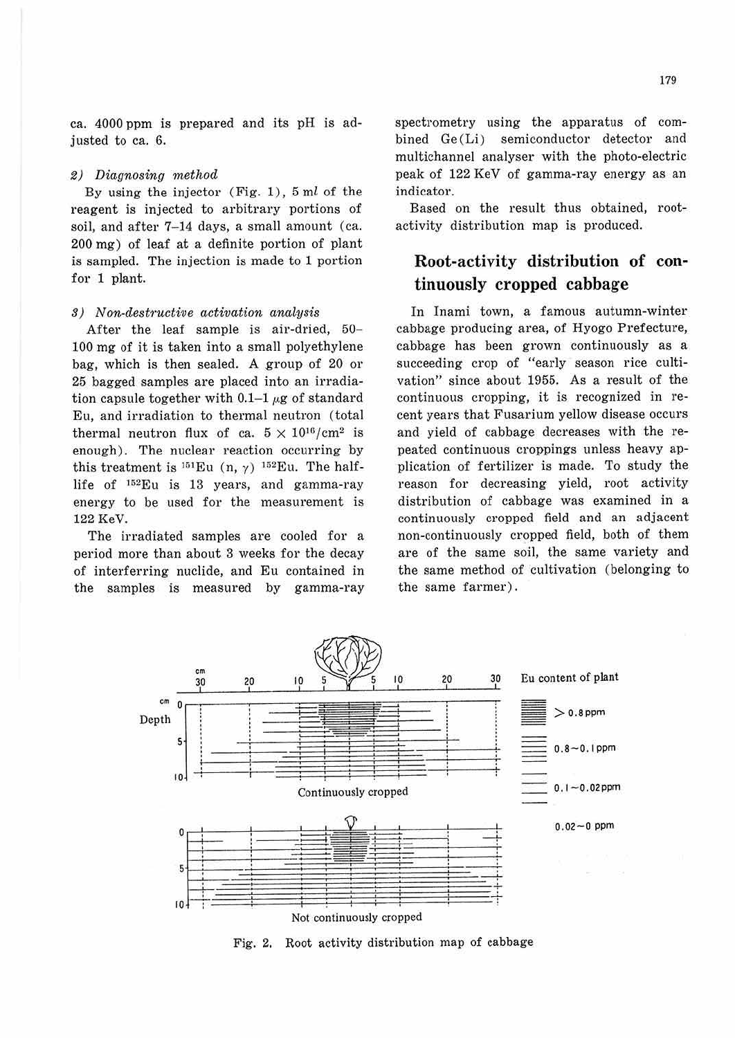ca. 4000 ppm is prepared and its pH is adjusted to ca. 6.

*2) Diagnosing method*

By using the injector (Fig. 1), 5 ml of the reagent is injected to arbitrary portions of soil, and after 7–14 days, a small amount (ca. 200 mg) of leaf at a definite portion of plant is sampled. The injection is made to 1 portion for 1 plant.

*3) Non-destructive activation analysis*

After the leaf sample is air-dried, 50–100 mg of it is taken into a small polyethylene bag, which is then sealed. A group of 20 or 25 bagged samples are placed into an irradiation capsule together with 0.1–1 $\mu$g of standard Eu, and irradiation to thermal neutron (total thermal neutron flux of ca. $5 \times 10^{16}/cm^2$ is enough). The nuclear reaction occurring by this treatment is $^{151}Eu\ (n, \gamma)\ ^{152}Eu$. The half-life of $^{152}Eu$ is 13 years, and gamma-ray energy to be used for the measurement is 122 KeV.

The irradiated samples are cooled for a period more than about 3 weeks for the decay of interferring nuclide, and Eu contained in the samples is measured by gamma-ray spectrometry using the apparatus of combined Ge(Li) semiconductor detector and multichannel analyser with the photo-electric peak of 122 KeV of gamma-ray energy as an indicator.

Based on the result thus obtained, root-activity distribution map is produced.

## Root-activity distribution of continuously cropped cabbage

In Inami town, a famous autumn-winter cabbage producing area, of Hyogo Prefecture, cabbage has been grown continuously as a succeeding crop of "early season rice cultivation" since about 1955. As a result of the continuous cropping, it is recognized in recent years that Fusarium yellow disease occurs and yield of cabbage decreases with the repeated continuous croppings unless heavy application of fertilizer is made. To study the reason for decreasing yield, root activity distribution of cabbage was examined in a continuously cropped field and an adjacent non-continuously cropped field, both of them are of the same soil, the same variety and the same method of cultivation (belonging to the same farmer).

Eu content of plant: > 0.8 ppm; 0.8～0.1 ppm; 0.1～0.02 ppm; 0.02～0 ppm

Continuously cropped

Not continuously cropped

Fig. 2. Root activity distribution map of cabbage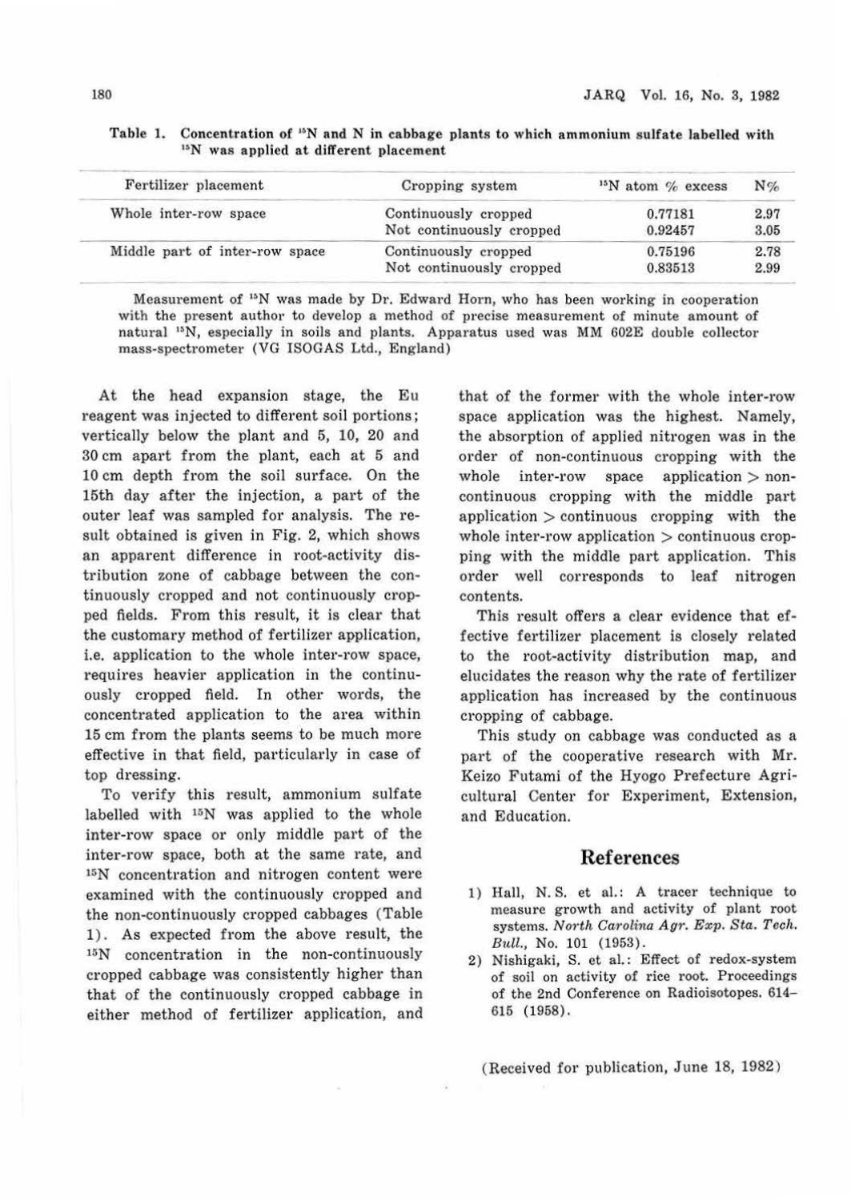Table 1. Concentration of $^{15}N$ and N in cabbage plants to which ammonium sulfate labelled with $^{15}N$ was applied at different placement

| Fertilizer placement | Cropping system | $^{15}N$ atom % excess | N% |
|---|---|---|---|
| Whole inter-row space | Continuously cropped | 0.77181 | 2.97 |
| | Not continuously cropped | 0.92457 | 3.05 |
| Middle part of inter-row space | Continuously cropped | 0.75196 | 2.78 |
| | Not continuously cropped | 0.83513 | 2.99 |

Measurement of $^{15}N$ was made by Dr. Edward Horn, who has been working in cooperation with the present author to develop a method of precise measurement of minute amount of natural $^{15}N$, especially in soils and plants. Apparatus used was MM 602E double collector mass-spectrometer (VG ISOGAS Ltd., England)

At the head expansion stage, the Eu reagent was injected to different soil portions; vertically below the plant and 5, 10, 20 and 30 cm apart from the plant, each at 5 and 10 cm depth from the soil surface. On the 15th day after the injection, a part of the outer leaf was sampled for analysis. The result obtained is given in Fig. 2, which shows an apparent difference in root-activity distribution zone of cabbage between the continuously cropped and not continuously cropped fields. From this result, it is clear that the customary method of fertilizer application, i.e. application to the whole inter-row space, requires heavier application in the continuously cropped field. In other words, the concentrated application to the area within 15 cm from the plants seems to be much more effective in that field, particularly in case of top dressing.

To verify this result, ammonium sulfate labelled with $^{15}N$ was applied to the whole inter-row space or only middle part of the inter-row space, both at the same rate, and $^{15}N$ concentration and nitrogen content were examined with the continuously cropped and the non-continuously cropped cabbages (Table 1). As expected from the above result, the $^{15}N$ concentration in the non-continuously cropped cabbage was consistently higher than that of the continuously cropped cabbage in either method of fertilizer application, and that of the former with the whole inter-row space application was the highest. Namely, the absorption of applied nitrogen was in the order of non-continuous cropping with the whole inter-row space application > non-continuous cropping with the middle part application > continuous cropping with the whole inter-row application > continuous cropping with the middle part application. This order well corresponds to leaf nitrogen contents.

This result offers a clear evidence that effective fertilizer placement is closely related to the root-activity distribution map, and elucidates the reason why the rate of fertilizer application has increased by the continuous cropping of cabbage.

This study on cabbage was conducted as a part of the cooperative research with Mr. Keizo Futami of the Hyogo Prefecture Agricultural Center for Experiment, Extension, and Education.

## References

1) Hall, N. S. et al.: A tracer technique to measure growth and activity of plant root systems. *North Carolina Agr. Exp. Sta. Tech. Bull.*, No. 101 (1953).
2) Nishigaki, S. et al.: Effect of redox-system of soil on activity of rice root. Proceedings of the 2nd Conference on Radioisotopes. 614–615 (1958).

(Received for publication, June 18, 1982)